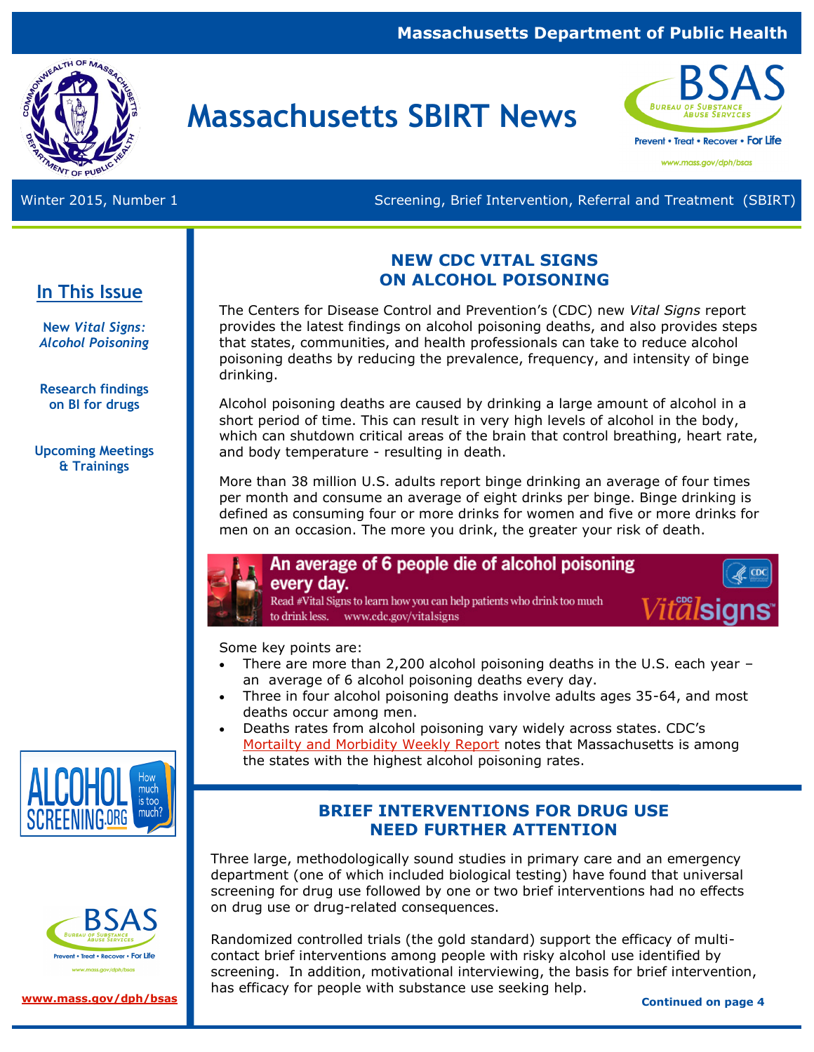Massachusetts Department of Public Health

# Massachusetts SBIRT News

BSAS — Bureau of Substance Abuse Services — Prevent • Treat • Recover • For Life — www.mass.gov/dph/bsas

Winter 2015, Number 1

Screening, Brief Intervention, Referral and Treatment (SBIRT)

## In This Issue

**New *Vital Signs: Alcohol Poisoning***

**Research findings on BI for drugs**

**Upcoming Meetings & Trainings**

## NEW CDC VITAL SIGNS ON ALCOHOL POISONING

The Centers for Disease Control and Prevention's (CDC) new *Vital Signs* report provides the latest findings on alcohol poisoning deaths, and also provides steps that states, communities, and health professionals can take to reduce alcohol poisoning deaths by reducing the prevalence, frequency, and intensity of binge drinking.

Alcohol poisoning deaths are caused by drinking a large amount of alcohol in a short period of time. This can result in very high levels of alcohol in the body, which can shutdown critical areas of the brain that control breathing, heart rate, and body temperature - resulting in death.

More than 38 million U.S. adults report binge drinking an average of four times per month and consume an average of eight drinks per binge. Binge drinking is defined as consuming four or more drinks for women and five or more drinks for men on an occasion. The more you drink, the greater your risk of death.

**An average of 6 people die of alcohol poisoning every day.**
Read #Vital Signs to learn how you can help patients who drink too much to drink less. www.cdc.gov/vitalsigns

Some key points are:

- There are more than 2,200 alcohol poisoning deaths in the U.S. each year – an average of 6 alcohol poisoning deaths every day.
- Three in four alcohol poisoning deaths involve adults ages 35-64, and most deaths occur among men.
- Deaths rates from alcohol poisoning vary widely across states. CDC's Mortailty and Morbidity Weekly Report notes that Massachusetts is among the states with the highest alcohol poisoning rates.

## BRIEF INTERVENTIONS FOR DRUG USE NEED FURTHER ATTENTION

Three large, methodologically sound studies in primary care and an emergency department (one of which included biological testing) have found that universal screening for drug use followed by one or two brief interventions had no effects on drug use or drug-related consequences.

Randomized controlled trials (the gold standard) support the efficacy of multi-contact brief interventions among people with risky alcohol use identified by screening. In addition, motivational interviewing, the basis for brief intervention, has efficacy for people with substance use seeking help.

**Continued on page 4**

ALCOHOL SCREENING.ORG — How much is too much?

BSAS — Bureau of Substance Abuse Services — Prevent • Treat • Recover • For Life

www.mass.gov/dph/bsas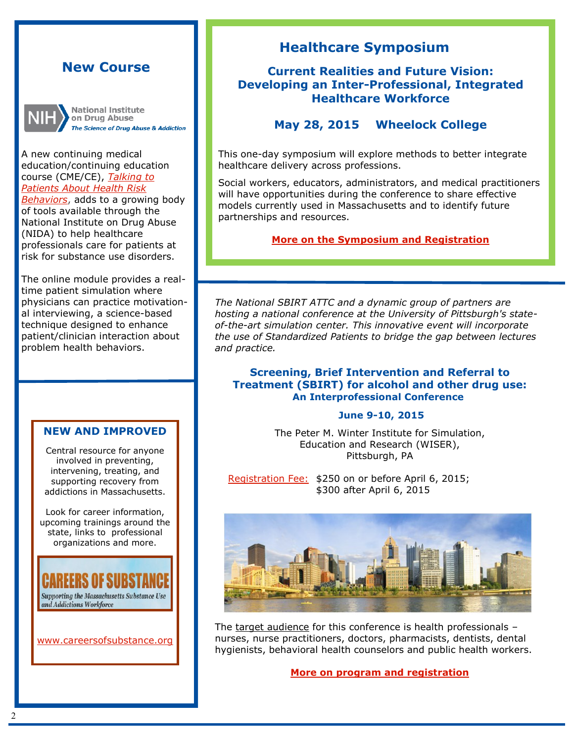## New Course

National Institute on Drug Abuse
*The Science of Drug Abuse & Addiction*

A new continuing medical education/continuing education course (CME/CE), *Talking to Patients About Health Risk Behaviors*, adds to a growing body of tools available through the National Institute on Drug Abuse (NIDA) to help healthcare professionals care for patients at risk for substance use disorders.

The online module provides a real-time patient simulation where physicians can practice motivational interviewing, a science-based technique designed to enhance patient/clinician interaction about problem health behaviors.

### NEW AND IMPROVED

Central resource for anyone involved in preventing, intervening, treating, and supporting recovery from addictions in Massachusetts.

Look for career information, upcoming trainings around the state, links to professional organizations and more.

**CAREERS OF SUBSTANCE**
*Supporting the Massachusetts Substance Use and Addictions Workforce*

www.careersofsubstance.org

## Healthcare Symposium

### Current Realities and Future Vision: Developing an Inter-Professional, Integrated Healthcare Workforce

**May 28, 2015 Wheelock College**

This one-day symposium will explore methods to better integrate healthcare delivery across professions.

Social workers, educators, administrators, and medical practitioners will have opportunities during the conference to share effective models currently used in Massachusetts and to identify future partnerships and resources.

**More on the Symposium and Registration**

*The National SBIRT ATTC and a dynamic group of partners are hosting a national conference at the University of Pittsburgh's state-of-the-art simulation center. This innovative event will incorporate the use of Standardized Patients to bridge the gap between lectures and practice.*

### Screening, Brief Intervention and Referral to Treatment (SBIRT) for alcohol and other drug use: An Interprofessional Conference

**June 9-10, 2015**

The Peter M. Winter Institute for Simulation, Education and Research (WISER), Pittsburgh, PA

Registration Fee: $250 on or before April 6, 2015; $300 after April 6, 2015

The target audience for this conference is health professionals – nurses, nurse practitioners, doctors, pharmacists, dentists, dental hygienists, behavioral health counselors and public health workers.

**More on program and registration**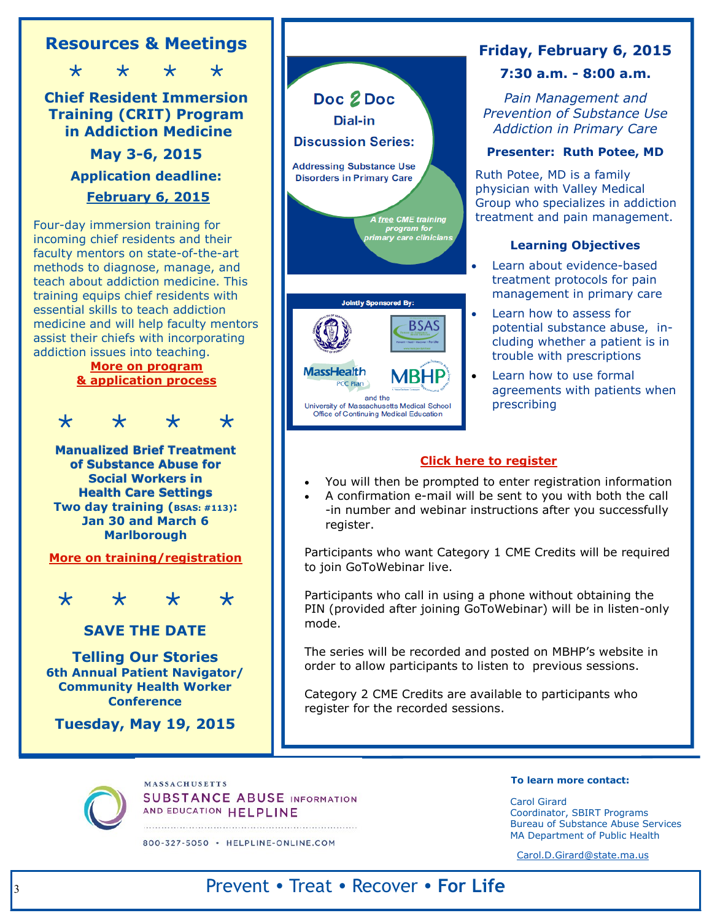## Resources & Meetings

\* \* \* \*

### Chief Resident Immersion Training (CRIT) Program in Addiction Medicine

**May 3-6, 2015**

**Application deadline:**

**February 6, 2015**

Four-day immersion training for incoming chief residents and their faculty mentors on state-of-the-art methods to diagnose, manage, and teach about addiction medicine. This training equips chief residents with essential skills to teach addiction medicine and will help faculty mentors assist their chiefs with incorporating addiction issues into teaching.

**More on program & application process**

\* \* \* \*

### Manualized Brief Treatment of Substance Abuse for Social Workers in Health Care Settings

**Two day training (BSAS: #113): Jan 30 and March 6 Marlborough**

**More on training/registration**

\* \* \* \*

### SAVE THE DATE

**Telling Our Stories**

**6th Annual Patient Navigator/ Community Health Worker Conference**

**Tuesday, May 19, 2015**

---

## Doc 2 Doc Dial-in Discussion Series:

Addressing Substance Use Disorders in Primary Care

*A free CME training program for primary care clinicians*

Jointly Sponsored By:

BSAS, MassHealth PCC Plan, MBHP and the University of Massachusetts Medical School Office of Continuing Medical Education

### Friday, February 6, 2015

**7:30 a.m. - 8:00 a.m.**

*Pain Management and Prevention of Substance Use Addiction in Primary Care*

**Presenter: Ruth Potee, MD**

Ruth Potee, MD is a family physician with Valley Medical Group who specializes in addiction treatment and pain management.

**Learning Objectives**

- Learn about evidence-based treatment protocols for pain management in primary care
- Learn how to assess for potential substance abuse, including whether a patient is in trouble with prescriptions
- Learn how to use formal agreements with patients when prescribing

**Click here to register**

- You will then be prompted to enter registration information
- A confirmation e-mail will be sent to you with both the call-in number and webinar instructions after you successfully register.

Participants who want Category 1 CME Credits will be required to join GoToWebinar live.

Participants who call in using a phone without obtaining the PIN (provided after joining GoToWebinar) will be in listen-only mode.

The series will be recorded and posted on MBHP's website in order to allow participants to listen to previous sessions.

Category 2 CME Credits are available to participants who register for the recorded sessions.

---

MASSACHUSETTS SUBSTANCE ABUSE INFORMATION AND EDUCATION HELPLINE

800-327-5050 • HELPLINE-ONLINE.COM

**To learn more contact:**

Carol Girard
Coordinator, SBIRT Programs
Bureau of Substance Abuse Services
MA Department of Public Health

Carol.D.Girard@state.ma.us

Prevent • Treat • Recover • **For Life**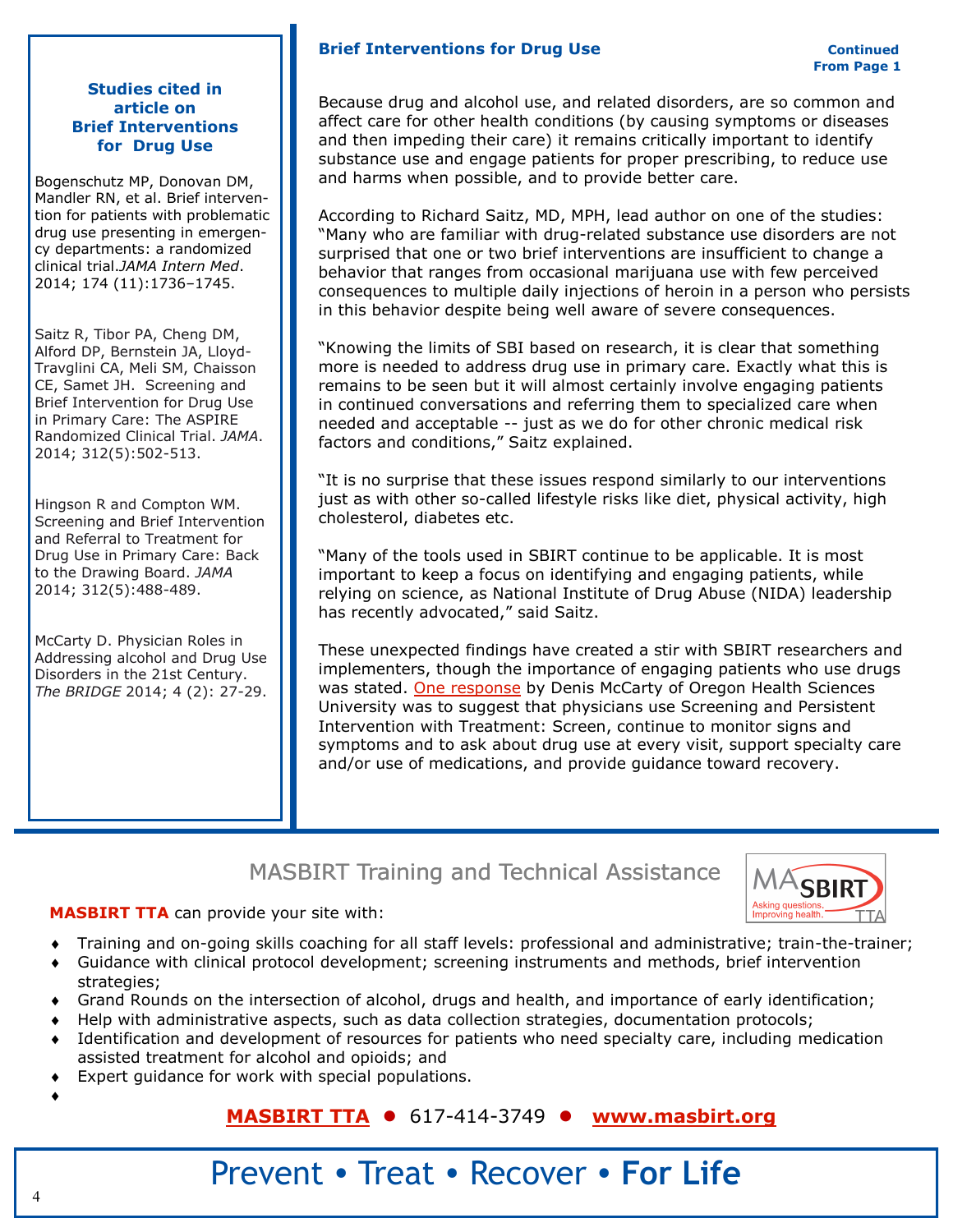## Brief Interventions for Drug Use

**Continued From Page 1**

Because drug and alcohol use, and related disorders, are so common and affect care for other health conditions (by causing symptoms or diseases and then impeding their care) it remains critically important to identify substance use and engage patients for proper prescribing, to reduce use and harms when possible, and to provide better care.

According to Richard Saitz, MD, MPH, lead author on one of the studies: "Many who are familiar with drug-related substance use disorders are not surprised that one or two brief interventions are insufficient to change a behavior that ranges from occasional marijuana use with few perceived consequences to multiple daily injections of heroin in a person who persists in this behavior despite being well aware of severe consequences.

"Knowing the limits of SBI based on research, it is clear that something more is needed to address drug use in primary care. Exactly what this is remains to be seen but it will almost certainly involve engaging patients in continued conversations and referring them to specialized care when needed and acceptable -- just as we do for other chronic medical risk factors and conditions," Saitz explained.

"It is no surprise that these issues respond similarly to our interventions just as with other so-called lifestyle risks like diet, physical activity, high cholesterol, diabetes etc.

"Many of the tools used in SBIRT continue to be applicable. It is most important to keep a focus on identifying and engaging patients, while relying on science, as National Institute of Drug Abuse (NIDA) leadership has recently advocated," said Saitz.

These unexpected findings have created a stir with SBIRT researchers and implementers, though the importance of engaging patients who use drugs was stated. One response by Denis McCarty of Oregon Health Sciences University was to suggest that physicians use Screening and Persistent Intervention with Treatment: Screen, continue to monitor signs and symptoms and to ask about drug use at every visit, support specialty care and/or use of medications, and provide guidance toward recovery.

### Studies cited in article on Brief Interventions for Drug Use

Bogenschutz MP, Donovan DM, Mandler RN, et al. Brief intervention for patients with problematic drug use presenting in emergency departments: a randomized clinical trial. *JAMA Intern Med*. 2014; 174 (11):1736–1745.

Saitz R, Tibor PA, Cheng DM, Alford DP, Bernstein JA, Lloyd-Travglini CA, Meli SM, Chaisson CE, Samet JH. Screening and Brief Intervention for Drug Use in Primary Care: The ASPIRE Randomized Clinical Trial. *JAMA*. 2014; 312(5):502-513.

Hingson R and Compton WM. Screening and Brief Intervention and Referral to Treatment for Drug Use in Primary Care: Back to the Drawing Board. *JAMA* 2014; 312(5):488-489.

McCarty D. Physician Roles in Addressing alcohol and Drug Use Disorders in the 21st Century. *The BRIDGE* 2014; 4 (2): 27-29.

## MASBIRT Training and Technical Assistance

MASBIRT Asking questions. Improving health. TTA

**MASBIRT TTA** can provide your site with:

- Training and on-going skills coaching for all staff levels: professional and administrative; train-the-trainer;
- Guidance with clinical protocol development; screening instruments and methods, brief intervention strategies;
- Grand Rounds on the intersection of alcohol, drugs and health, and importance of early identification;
- Help with administrative aspects, such as data collection strategies, documentation protocols;
- Identification and development of resources for patients who need specialty care, including medication assisted treatment for alcohol and opioids; and
- Expert guidance for work with special populations.

**MASBIRT TTA** • 617-414-3749 • **www.masbirt.org**

Prevent • Treat • Recover • **For Life**